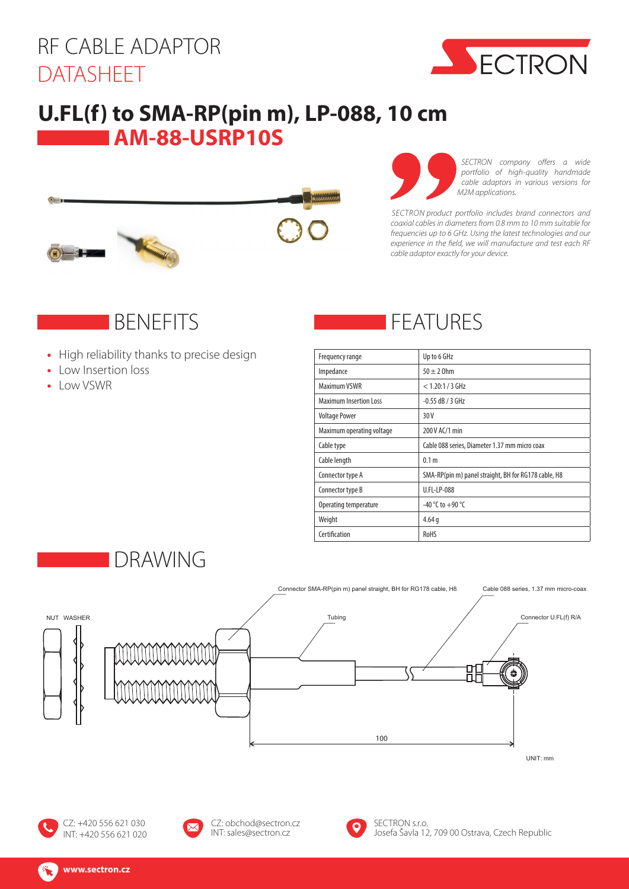# RF CABLE ADAPTOR DATASHEET

## U.FL(f) to SMA-RP(pin m), LP-088, 10 cm
## AM-88-USRP10S

*SECTRON company offers a wide portfolio of high-quality handmade cable adaptors in various versions for M2M applications.*

*SECTRON product portfolio includes brand connectors and coaxial cables in diameters from 0.8 mm to 10 mm suitable for frequencies up to 6 GHz. Using the latest technologies and our experience in the field, we will manufacture and test each RF cable adaptor exactly for your device.*

## BENEFITS

- High reliability thanks to precise design
- Low Insertion loss
- Low VSWR

## FEATURES

| Parameter | Value |
|---|---|
| Frequency range | Up to 6 GHz |
| Impedance | 50 ± 2 Ohm |
| Maximum VSWR | < 1.20:1 / 3 GHz |
| Maximum Insertion Loss | -0.55 dB / 3 GHz |
| Voltage Power | 30 V |
| Maximum operating voltage | 200 V AC/1 min |
| Cable type | Cable 088 series, Diameter 1.37 mm micro coax |
| Cable length | 0.1 m |
| Connector type A | SMA-RP(pin m) panel straight, BH for RG178 cable, H8 |
| Connector type B | U.FL-LP-088 |
| Operating temperature | -40 °C to +90 °C |
| Weight | 4.64 g |
| Certification | RoHS |

## DRAWING

Connector SMA-RP(pin m) panel straight, BH for RG178 cable, H8

Cable 088 series, 1.37 mm micro-coax

NUT WASHER

Tubing

Connector U.FL(f) R/A

100

UNIT: mm

CZ: +420 556 621 030
INT: +420 556 621 020

CZ: obchod@sectron.cz
INT: sales@sectron.cz

SECTRON s.r.o.
Josefa Šavla 12, 709 00 Ostrava, Czech Republic

www.sectron.cz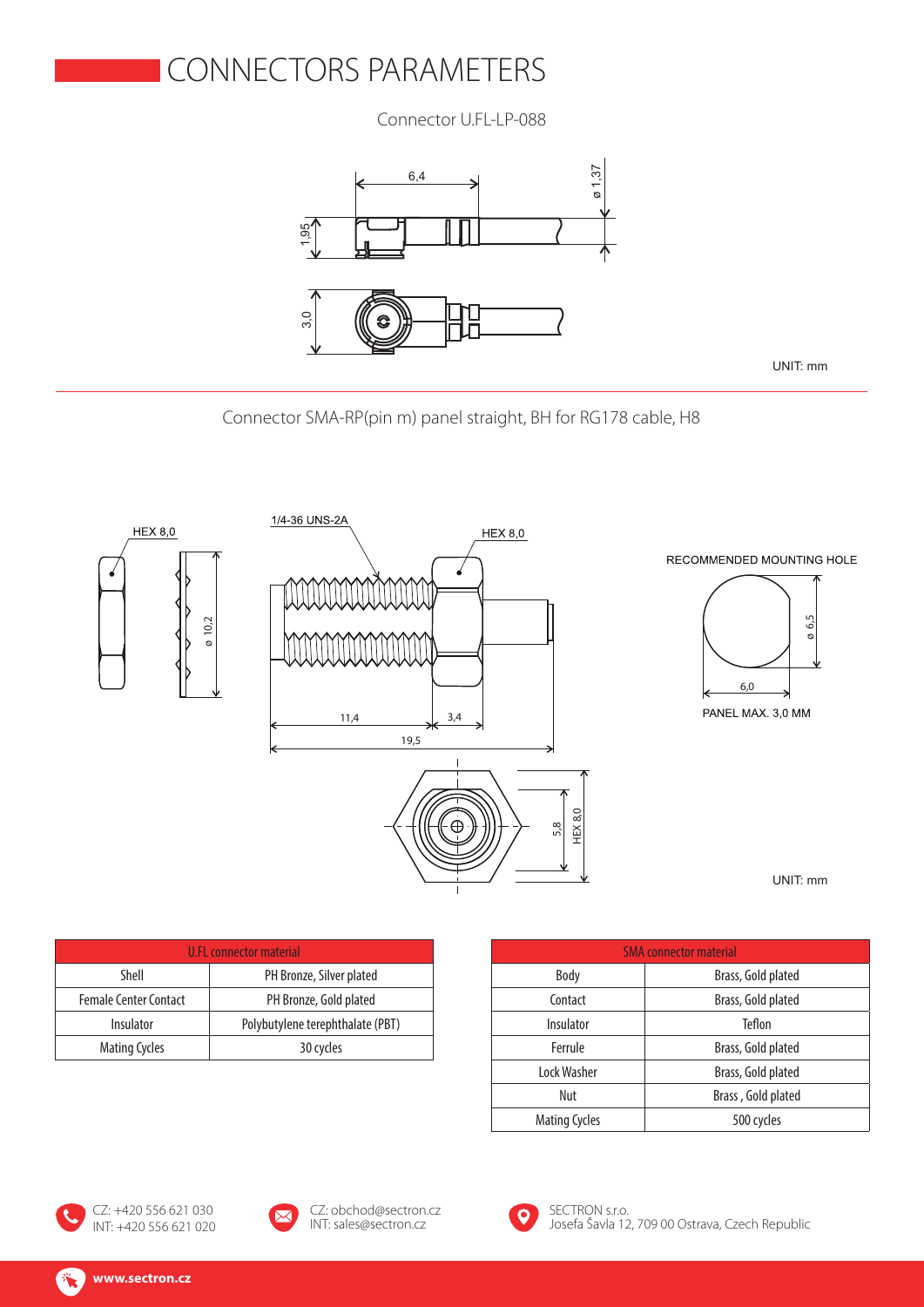# CONNECTORS PARAMETERS

Connector U.FL-LP-088

6,4

ø 1,37

1,95

3,0

UNIT: mm

Connector SMA-RP(pin m) panel straight, BH for RG178 cable, H8

HEX 8,0

1/4-36 UNS-2A

HEX 8,0

ø 10,2

11,4

3,4

19,5

5,8

HEX 8,0

RECOMMENDED MOUNTING HOLE

ø 6,5

6,0

PANEL MAX. 3,0 MM

UNIT: mm

| U.FL connector material | |
|---|---|
| Shell | PH Bronze, Silver plated |
| Female Center Contact | PH Bronze, Gold plated |
| Insulator | Polybutylene terephthalate (PBT) |
| Mating Cycles | 30 cycles |

| SMA connector material | |
|---|---|
| Body | Brass, Gold plated |
| Contact | Brass, Gold plated |
| Insulator | Teflon |
| Ferrule | Brass, Gold plated |
| Lock Washer | Brass, Gold plated |
| Nut | Brass , Gold plated |
| Mating Cycles | 500 cycles |

CZ: +420 556 621 030
INT: +420 556 621 020

CZ: obchod@sectron.cz
INT: sales@sectron.cz

SECTRON s.r.o.
Josefa Šavla 12, 709 00 Ostrava, Czech Republic

www.sectron.cz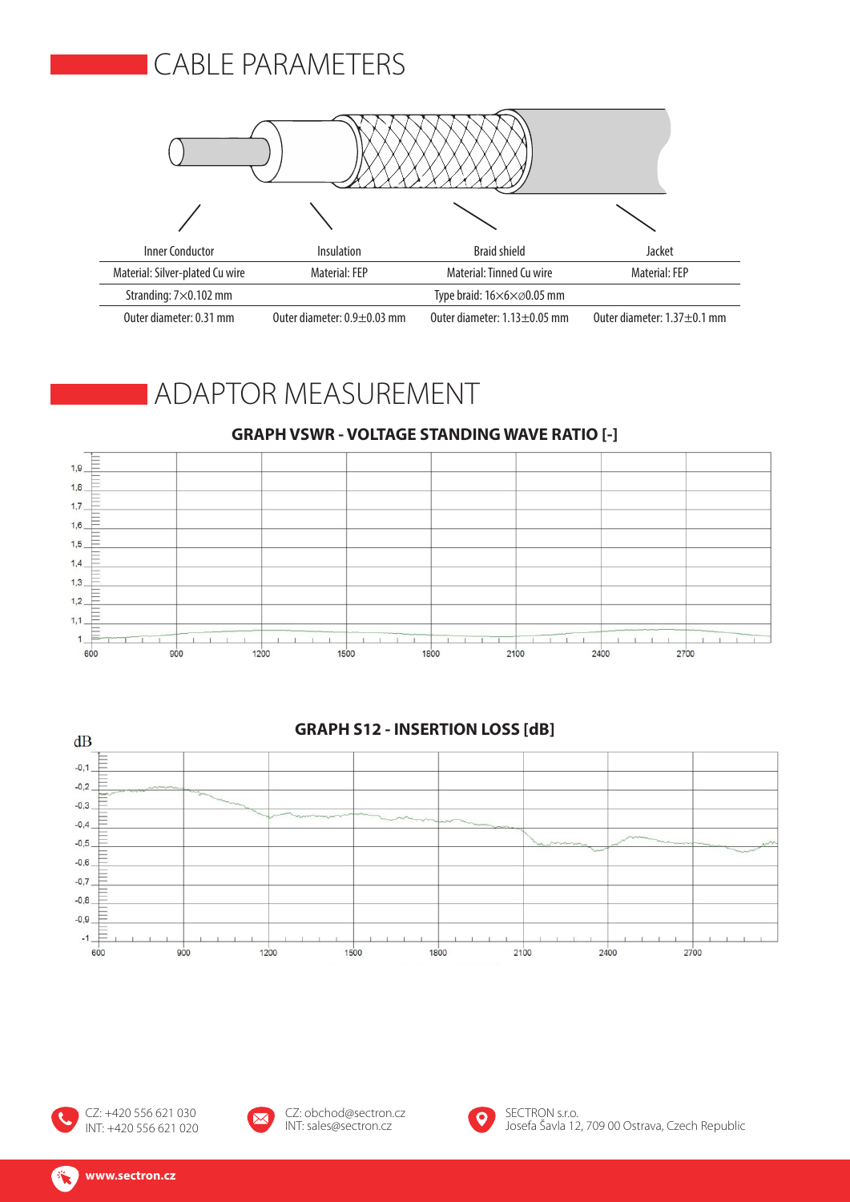## CABLE PARAMETERS

| Inner Conductor | Insulation | Braid shield | Jacket |
|---|---|---|---|
| Material: Silver-plated Cu wire | Material: FEP | Material: Tinned Cu wire | Material: FEP |
| Stranding: 7×0.102 mm | | Type braid: 16×6×⌀0.05 mm | |
| Outer diameter: 0.31 mm | Outer diameter: 0.9±0.03 mm | Outer diameter: 1.13±0.05 mm | Outer diameter: 1.37±0.1 mm |

## ADAPTOR MEASUREMENT

**GRAPH VSWR - VOLTAGE STANDING WAVE RATIO [-]**

1,9
1,8
1,7
1,6
1,5
1,4
1,3
1,2
1,1
1

600 900 1200 1500 1800 2100 2400 2700

**GRAPH S12 - INSERTION LOSS [dB]**

dB

-0,1
-0,2
-0,3
-0,4
-0,5
-0,6
-0,7
-0,8
-0,9
-1

600 900 1200 1500 1800 2100 2400 2700

CZ: +420 556 621 030
INT: +420 556 621 020

CZ: obchod@sectron.cz
INT: sales@sectron.cz

SECTRON s.r.o.
Josefa Šavla 12, 709 00 Ostrava, Czech Republic

www.sectron.cz